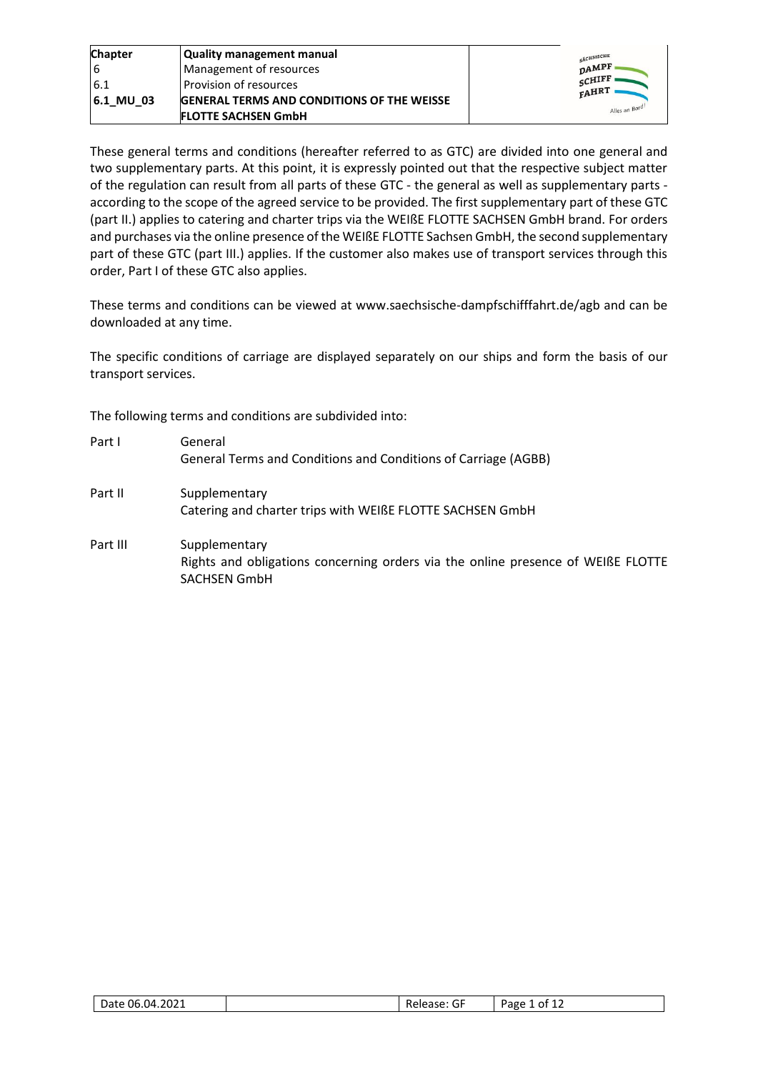These general terms and conditions (hereafter referred to as GTC) are divided into one general and two supplementary parts. At this point, it is expressly pointed out that the respective subject matter of the regulation can result from all parts of these GTC - the general as well as supplementary parts - according to the scope of the agreed service to be provided. The first supplementary part of these GTC (part II.) applies to catering and charter trips via the WEIßE FLOTTE SACHSEN GmbH brand. For orders and purchases via the online presence of the WEIßE FLOTTE Sachsen GmbH, the second supplementary part of these GTC (part III.) applies. If the customer also makes use of transport services through this order, Part I of these GTC also applies.

These terms and conditions can be viewed at www.saechsische-dampfschifffahrt.de/agb and can be downloaded at any time.

The specific conditions of carriage are displayed separately on our ships and form the basis of our transport services.

The following terms and conditions are subdivided into:

| | |
|---|---|
| Part I | General<br>General Terms and Conditions and Conditions of Carriage (AGBB) |
| Part II | Supplementary<br>Catering and charter trips with WEIßE FLOTTE SACHSEN GmbH |
| Part III | Supplementary<br>Rights and obligations concerning orders via the online presence of WEIßE FLOTTE SACHSEN GmbH |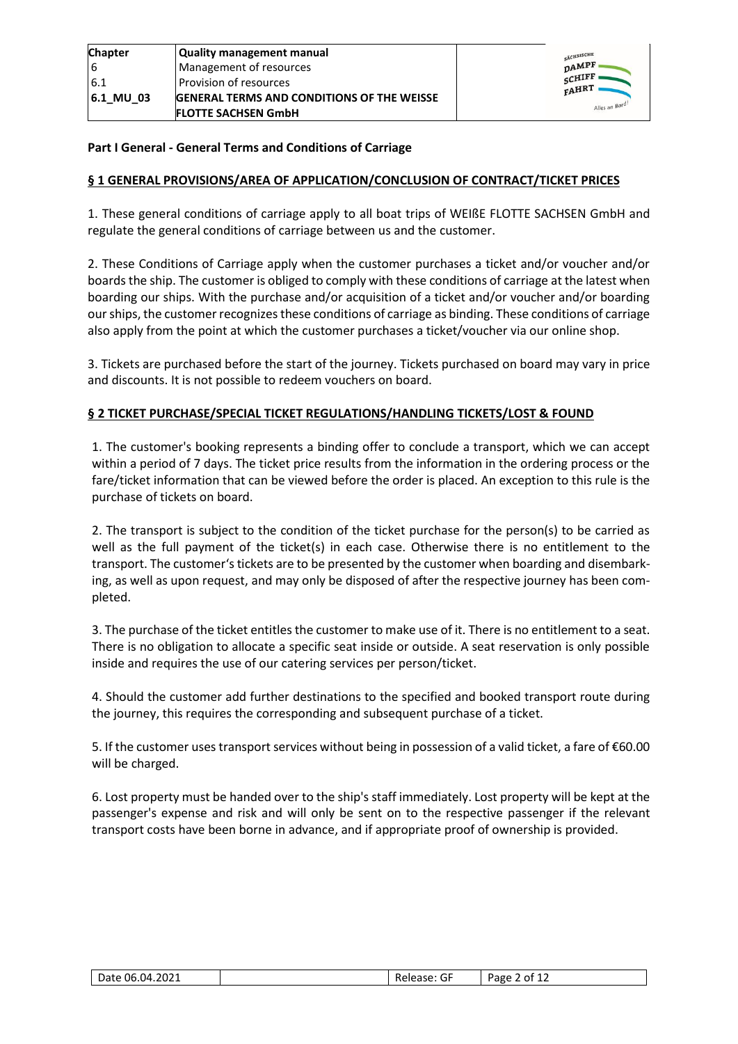## Part I General - General Terms and Conditions of Carriage

### § 1 GENERAL PROVISIONS/AREA OF APPLICATION/CONCLUSION OF CONTRACT/TICKET PRICES

1. These general conditions of carriage apply to all boat trips of WEIßE FLOTTE SACHSEN GmbH and regulate the general conditions of carriage between us and the customer.

2. These Conditions of Carriage apply when the customer purchases a ticket and/or voucher and/or boards the ship. The customer is obliged to comply with these conditions of carriage at the latest when boarding our ships. With the purchase and/or acquisition of a ticket and/or voucher and/or boarding our ships, the customer recognizes these conditions of carriage as binding. These conditions of carriage also apply from the point at which the customer purchases a ticket/voucher via our online shop.

3. Tickets are purchased before the start of the journey. Tickets purchased on board may vary in price and discounts. It is not possible to redeem vouchers on board.

### § 2 TICKET PURCHASE/SPECIAL TICKET REGULATIONS/HANDLING TICKETS/LOST & FOUND

1. The customer's booking represents a binding offer to conclude a transport, which we can accept within a period of 7 days. The ticket price results from the information in the ordering process or the fare/ticket information that can be viewed before the order is placed. An exception to this rule is the purchase of tickets on board.

2. The transport is subject to the condition of the ticket purchase for the person(s) to be carried as well as the full payment of the ticket(s) in each case. Otherwise there is no entitlement to the transport. The customer's tickets are to be presented by the customer when boarding and disembarking, as well as upon request, and may only be disposed of after the respective journey has been completed.

3. The purchase of the ticket entitles the customer to make use of it. There is no entitlement to a seat. There is no obligation to allocate a specific seat inside or outside. A seat reservation is only possible inside and requires the use of our catering services per person/ticket.

4. Should the customer add further destinations to the specified and booked transport route during the journey, this requires the corresponding and subsequent purchase of a ticket.

5. If the customer uses transport services without being in possession of a valid ticket, a fare of €60.00 will be charged.

6. Lost property must be handed over to the ship's staff immediately. Lost property will be kept at the passenger's expense and risk and will only be sent on to the respective passenger if the relevant transport costs have been borne in advance, and if appropriate proof of ownership is provided.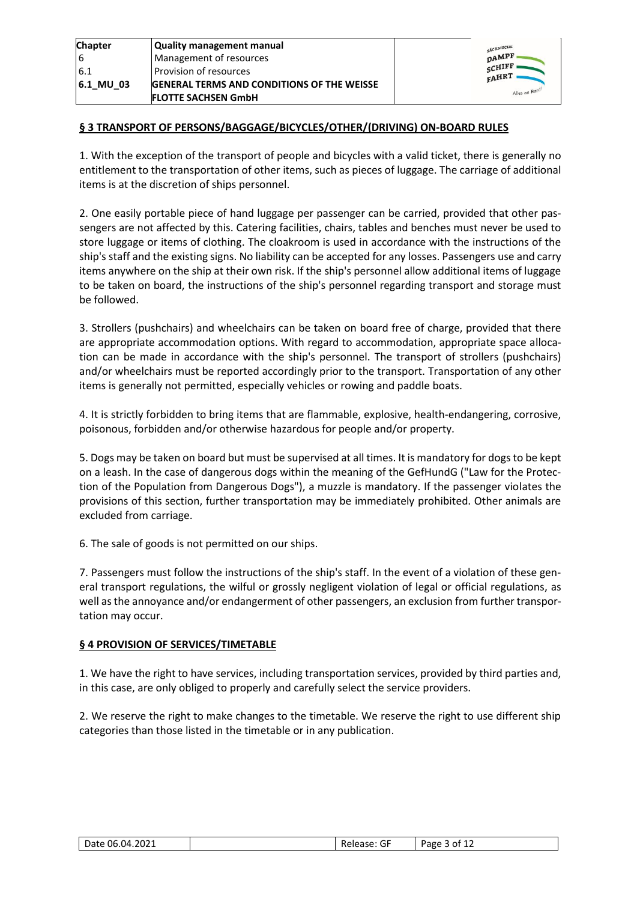## § 3 TRANSPORT OF PERSONS/BAGGAGE/BICYCLES/OTHER/(DRIVING) ON-BOARD RULES

1. With the exception of the transport of people and bicycles with a valid ticket, there is generally no entitlement to the transportation of other items, such as pieces of luggage. The carriage of additional items is at the discretion of ships personnel.

2. One easily portable piece of hand luggage per passenger can be carried, provided that other passengers are not affected by this. Catering facilities, chairs, tables and benches must never be used to store luggage or items of clothing. The cloakroom is used in accordance with the instructions of the ship's staff and the existing signs. No liability can be accepted for any losses. Passengers use and carry items anywhere on the ship at their own risk. If the ship's personnel allow additional items of luggage to be taken on board, the instructions of the ship's personnel regarding transport and storage must be followed.

3. Strollers (pushchairs) and wheelchairs can be taken on board free of charge, provided that there are appropriate accommodation options. With regard to accommodation, appropriate space allocation can be made in accordance with the ship's personnel. The transport of strollers (pushchairs) and/or wheelchairs must be reported accordingly prior to the transport. Transportation of any other items is generally not permitted, especially vehicles or rowing and paddle boats.

4. It is strictly forbidden to bring items that are flammable, explosive, health-endangering, corrosive, poisonous, forbidden and/or otherwise hazardous for people and/or property.

5. Dogs may be taken on board but must be supervised at all times. It is mandatory for dogs to be kept on a leash. In the case of dangerous dogs within the meaning of the GefHundG ("Law for the Protection of the Population from Dangerous Dogs"), a muzzle is mandatory. If the passenger violates the provisions of this section, further transportation may be immediately prohibited. Other animals are excluded from carriage.

6. The sale of goods is not permitted on our ships.

7. Passengers must follow the instructions of the ship's staff. In the event of a violation of these general transport regulations, the wilful or grossly negligent violation of legal or official regulations, as well as the annoyance and/or endangerment of other passengers, an exclusion from further transportation may occur.

## § 4 PROVISION OF SERVICES/TIMETABLE

1. We have the right to have services, including transportation services, provided by third parties and, in this case, are only obliged to properly and carefully select the service providers.

2. We reserve the right to make changes to the timetable. We reserve the right to use different ship categories than those listed in the timetable or in any publication.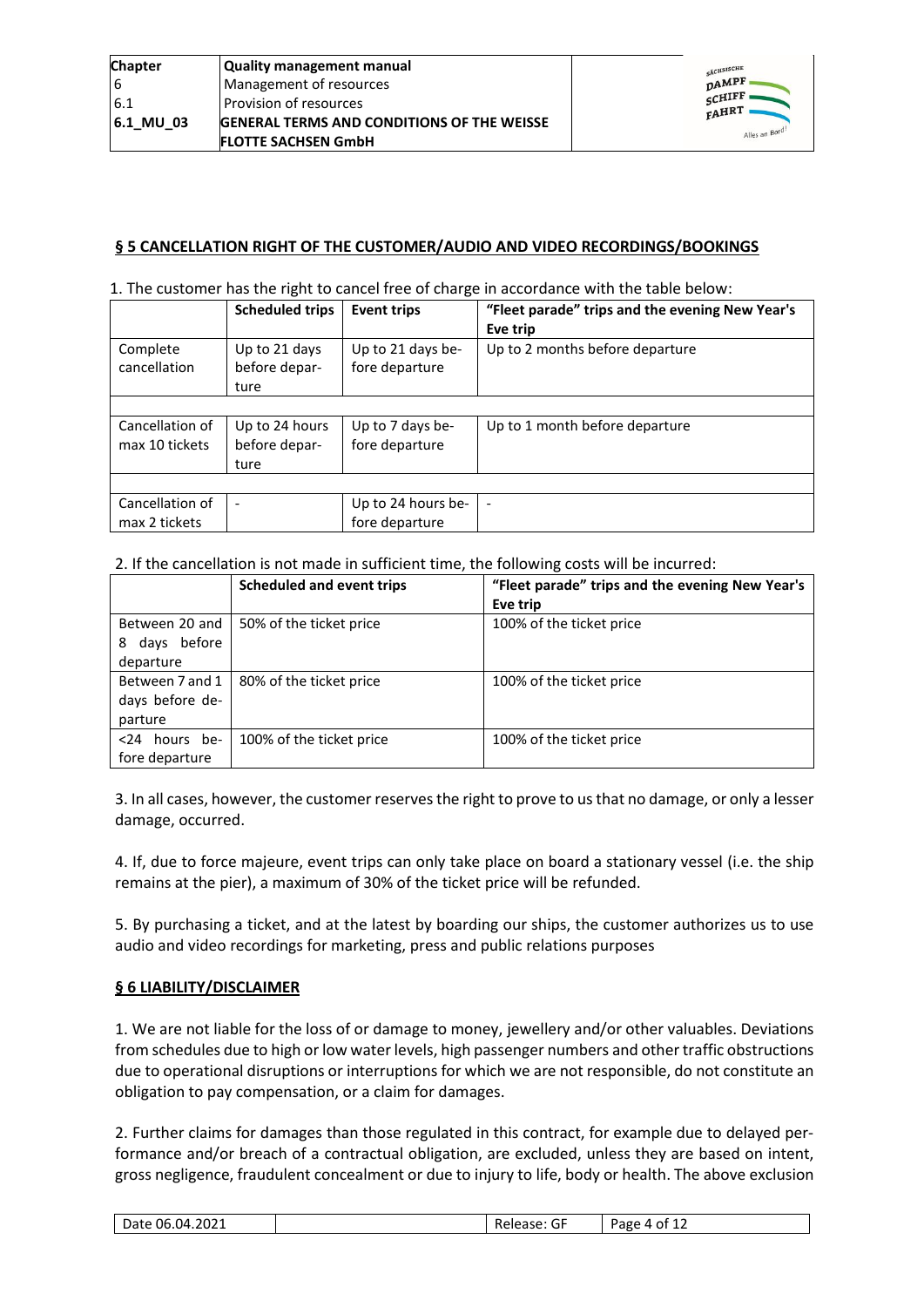## § 5 CANCELLATION RIGHT OF THE CUSTOMER/AUDIO AND VIDEO RECORDINGS/BOOKINGS

1. The customer has the right to cancel free of charge in accordance with the table below:

| | Scheduled trips | Event trips | "Fleet parade" trips and the evening New Year's Eve trip |
|---|---|---|---|
| Complete cancellation | Up to 21 days before departure | Up to 21 days before departure | Up to 2 months before departure |
| | | | |
| Cancellation of max 10 tickets | Up to 24 hours before departure | Up to 7 days before departure | Up to 1 month before departure |
| | | | |
| Cancellation of max 2 tickets | - | Up to 24 hours before departure | - |

2. If the cancellation is not made in sufficient time, the following costs will be incurred:

| | Scheduled and event trips | "Fleet parade" trips and the evening New Year's Eve trip |
|---|---|---|
| Between 20 and 8 days before departure | 50% of the ticket price | 100% of the ticket price |
| Between 7 and 1 days before departure | 80% of the ticket price | 100% of the ticket price |
| <24 hours before departure | 100% of the ticket price | 100% of the ticket price |

3. In all cases, however, the customer reserves the right to prove to us that no damage, or only a lesser damage, occurred.

4. If, due to force majeure, event trips can only take place on board a stationary vessel (i.e. the ship remains at the pier), a maximum of 30% of the ticket price will be refunded.

5. By purchasing a ticket, and at the latest by boarding our ships, the customer authorizes us to use audio and video recordings for marketing, press and public relations purposes

## § 6 LIABILITY/DISCLAIMER

1. We are not liable for the loss of or damage to money, jewellery and/or other valuables. Deviations from schedules due to high or low water levels, high passenger numbers and other traffic obstructions due to operational disruptions or interruptions for which we are not responsible, do not constitute an obligation to pay compensation, or a claim for damages.

2. Further claims for damages than those regulated in this contract, for example due to delayed performance and/or breach of a contractual obligation, are excluded, unless they are based on intent, gross negligence, fraudulent concealment or due to injury to life, body or health. The above exclusion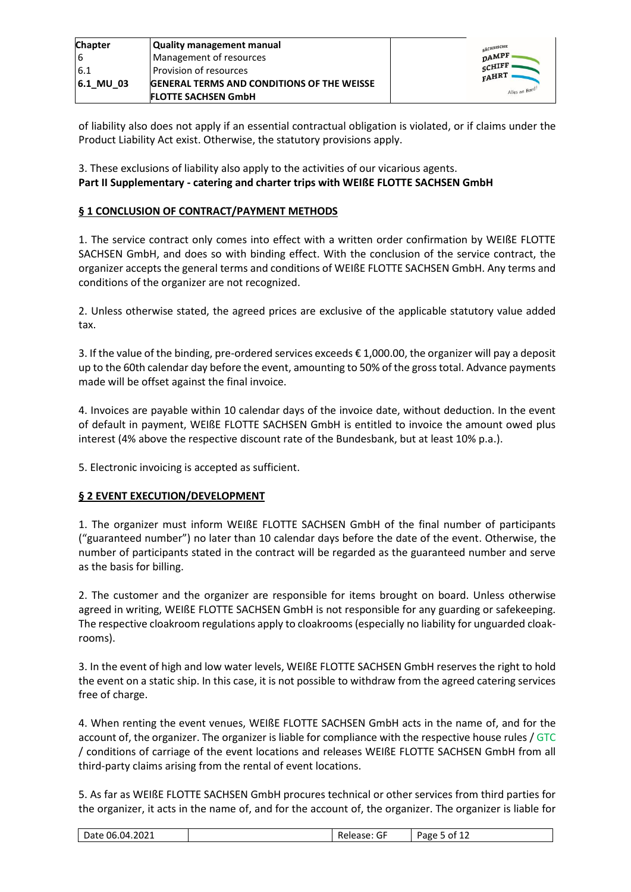of liability also does not apply if an essential contractual obligation is violated, or if claims under the Product Liability Act exist. Otherwise, the statutory provisions apply.

3. These exclusions of liability also apply to the activities of our vicarious agents.

**Part II Supplementary - catering and charter trips with WEIßE FLOTTE SACHSEN GmbH**

## § 1 CONCLUSION OF CONTRACT/PAYMENT METHODS

1. The service contract only comes into effect with a written order confirmation by WEIßE FLOTTE SACHSEN GmbH, and does so with binding effect. With the conclusion of the service contract, the organizer accepts the general terms and conditions of WEIßE FLOTTE SACHSEN GmbH. Any terms and conditions of the organizer are not recognized.

2. Unless otherwise stated, the agreed prices are exclusive of the applicable statutory value added tax.

3. If the value of the binding, pre-ordered services exceeds € 1,000.00, the organizer will pay a deposit up to the 60th calendar day before the event, amounting to 50% of the gross total. Advance payments made will be offset against the final invoice.

4. Invoices are payable within 10 calendar days of the invoice date, without deduction. In the event of default in payment, WEIßE FLOTTE SACHSEN GmbH is entitled to invoice the amount owed plus interest (4% above the respective discount rate of the Bundesbank, but at least 10% p.a.).

5. Electronic invoicing is accepted as sufficient.

## § 2 EVENT EXECUTION/DEVELOPMENT

1. The organizer must inform WEIßE FLOTTE SACHSEN GmbH of the final number of participants ("guaranteed number") no later than 10 calendar days before the date of the event. Otherwise, the number of participants stated in the contract will be regarded as the guaranteed number and serve as the basis for billing.

2. The customer and the organizer are responsible for items brought on board. Unless otherwise agreed in writing, WEIßE FLOTTE SACHSEN GmbH is not responsible for any guarding or safekeeping. The respective cloakroom regulations apply to cloakrooms (especially no liability for unguarded cloakrooms).

3. In the event of high and low water levels, WEIßE FLOTTE SACHSEN GmbH reserves the right to hold the event on a static ship. In this case, it is not possible to withdraw from the agreed catering services free of charge.

4. When renting the event venues, WEIßE FLOTTE SACHSEN GmbH acts in the name of, and for the account of, the organizer. The organizer is liable for compliance with the respective house rules / GTC / conditions of carriage of the event locations and releases WEIßE FLOTTE SACHSEN GmbH from all third-party claims arising from the rental of event locations.

5. As far as WEIßE FLOTTE SACHSEN GmbH procures technical or other services from third parties for the organizer, it acts in the name of, and for the account of, the organizer. The organizer is liable for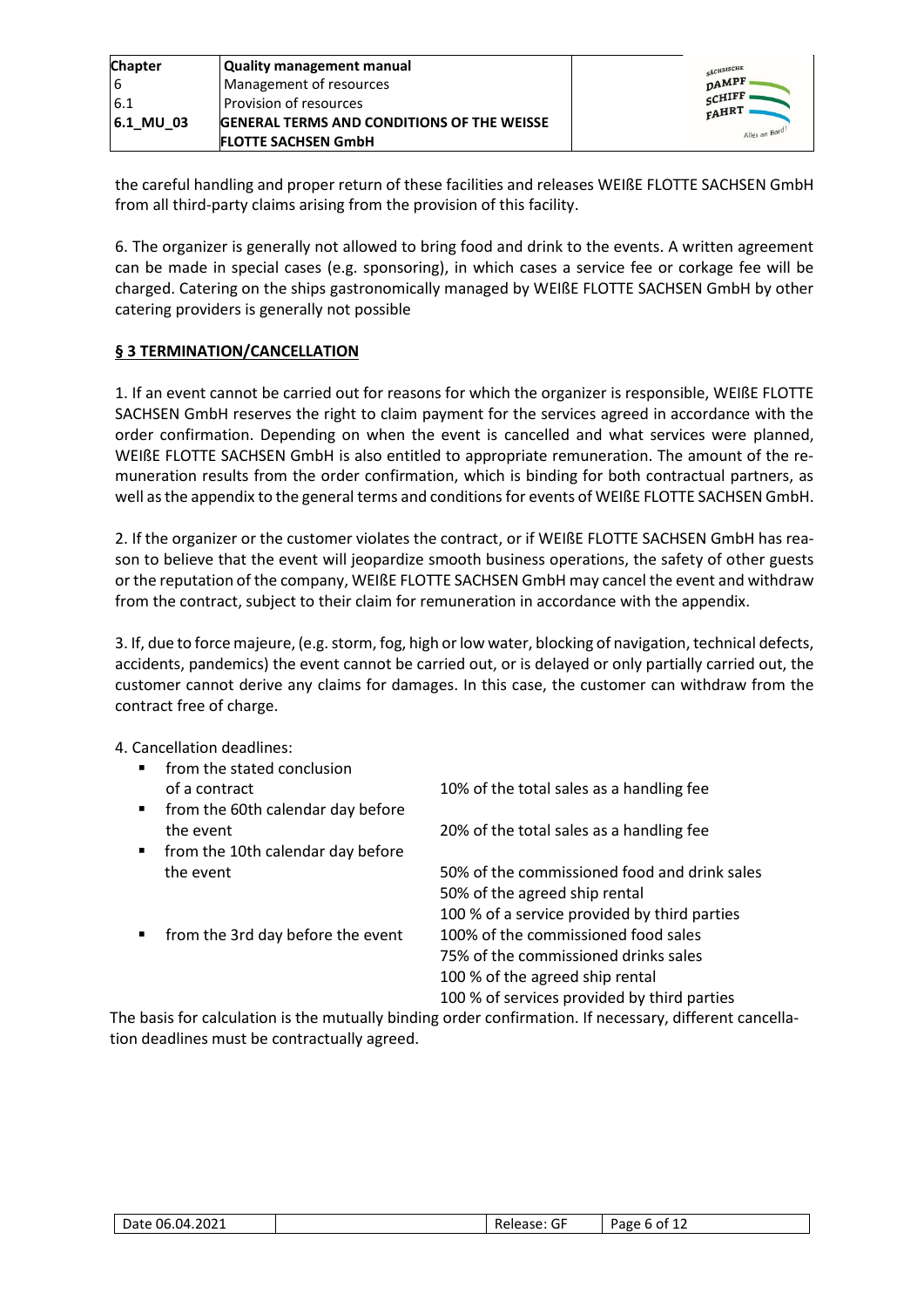the careful handling and proper return of these facilities and releases WEIßE FLOTTE SACHSEN GmbH from all third-party claims arising from the provision of this facility.

6. The organizer is generally not allowed to bring food and drink to the events. A written agreement can be made in special cases (e.g. sponsoring), in which cases a service fee or corkage fee will be charged. Catering on the ships gastronomically managed by WEIßE FLOTTE SACHSEN GmbH by other catering providers is generally not possible

## § 3 TERMINATION/CANCELLATION

1. If an event cannot be carried out for reasons for which the organizer is responsible, WEIßE FLOTTE SACHSEN GmbH reserves the right to claim payment for the services agreed in accordance with the order confirmation. Depending on when the event is cancelled and what services were planned, WEIßE FLOTTE SACHSEN GmbH is also entitled to appropriate remuneration. The amount of the remuneration results from the order confirmation, which is binding for both contractual partners, as well as the appendix to the general terms and conditions for events of WEIßE FLOTTE SACHSEN GmbH.

2. If the organizer or the customer violates the contract, or if WEIßE FLOTTE SACHSEN GmbH has reason to believe that the event will jeopardize smooth business operations, the safety of other guests or the reputation of the company, WEIßE FLOTTE SACHSEN GmbH may cancel the event and withdraw from the contract, subject to their claim for remuneration in accordance with the appendix.

3. If, due to force majeure, (e.g. storm, fog, high or low water, blocking of navigation, technical defects, accidents, pandemics) the event cannot be carried out, or is delayed or only partially carried out, the customer cannot derive any claims for damages. In this case, the customer can withdraw from the contract free of charge.

4. Cancellation deadlines:

| Deadline | Fee |
|---|---|
| from the stated conclusion of a contract | 10% of the total sales as a handling fee |
| from the 60th calendar day before the event | 20% of the total sales as a handling fee |
| from the 10th calendar day before the event | 50% of the commissioned food and drink sales<br>50% of the agreed ship rental<br>100 % of a service provided by third parties |
| from the 3rd day before the event | 100% of the commissioned food sales<br>75% of the commissioned drinks sales<br>100 % of the agreed ship rental<br>100 % of services provided by third parties |

The basis for calculation is the mutually binding order confirmation. If necessary, different cancellation deadlines must be contractually agreed.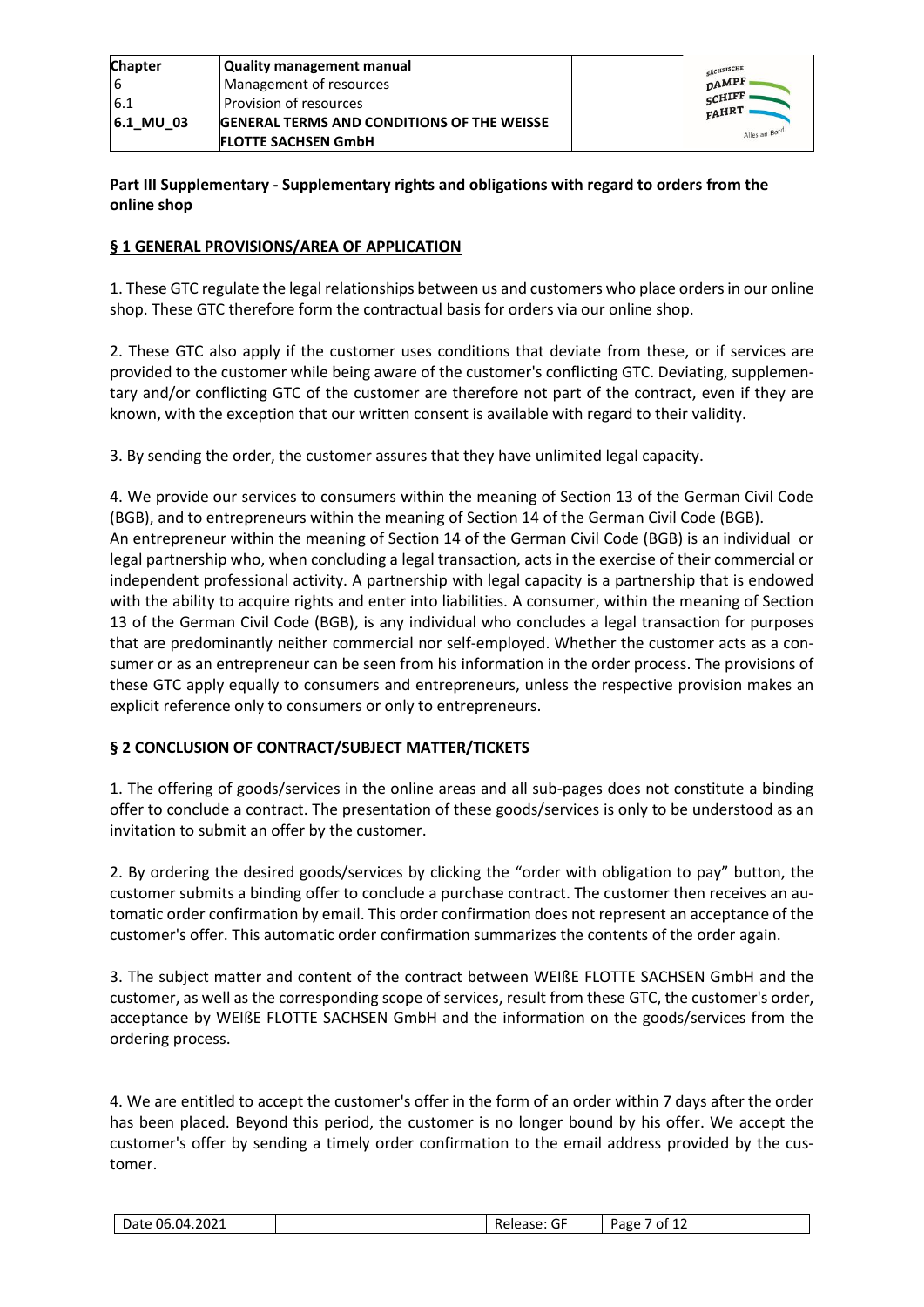**Part III Supplementary - Supplementary rights and obligations with regard to orders from the online shop**

## § 1 GENERAL PROVISIONS/AREA OF APPLICATION

1. These GTC regulate the legal relationships between us and customers who place orders in our online shop. These GTC therefore form the contractual basis for orders via our online shop.

2. These GTC also apply if the customer uses conditions that deviate from these, or if services are provided to the customer while being aware of the customer's conflicting GTC. Deviating, supplementary and/or conflicting GTC of the customer are therefore not part of the contract, even if they are known, with the exception that our written consent is available with regard to their validity.

3. By sending the order, the customer assures that they have unlimited legal capacity.

4. We provide our services to consumers within the meaning of Section 13 of the German Civil Code (BGB), and to entrepreneurs within the meaning of Section 14 of the German Civil Code (BGB). An entrepreneur within the meaning of Section 14 of the German Civil Code (BGB) is an individual or legal partnership who, when concluding a legal transaction, acts in the exercise of their commercial or independent professional activity. A partnership with legal capacity is a partnership that is endowed with the ability to acquire rights and enter into liabilities. A consumer, within the meaning of Section 13 of the German Civil Code (BGB), is any individual who concludes a legal transaction for purposes that are predominantly neither commercial nor self-employed. Whether the customer acts as a consumer or as an entrepreneur can be seen from his information in the order process. The provisions of these GTC apply equally to consumers and entrepreneurs, unless the respective provision makes an explicit reference only to consumers or only to entrepreneurs.

## § 2 CONCLUSION OF CONTRACT/SUBJECT MATTER/TICKETS

1. The offering of goods/services in the online areas and all sub-pages does not constitute a binding offer to conclude a contract. The presentation of these goods/services is only to be understood as an invitation to submit an offer by the customer.

2. By ordering the desired goods/services by clicking the "order with obligation to pay" button, the customer submits a binding offer to conclude a purchase contract. The customer then receives an automatic order confirmation by email. This order confirmation does not represent an acceptance of the customer's offer. This automatic order confirmation summarizes the contents of the order again.

3. The subject matter and content of the contract between WEIßE FLOTTE SACHSEN GmbH and the customer, as well as the corresponding scope of services, result from these GTC, the customer's order, acceptance by WEIßE FLOTTE SACHSEN GmbH and the information on the goods/services from the ordering process.

4. We are entitled to accept the customer's offer in the form of an order within 7 days after the order has been placed. Beyond this period, the customer is no longer bound by his offer. We accept the customer's offer by sending a timely order confirmation to the email address provided by the customer.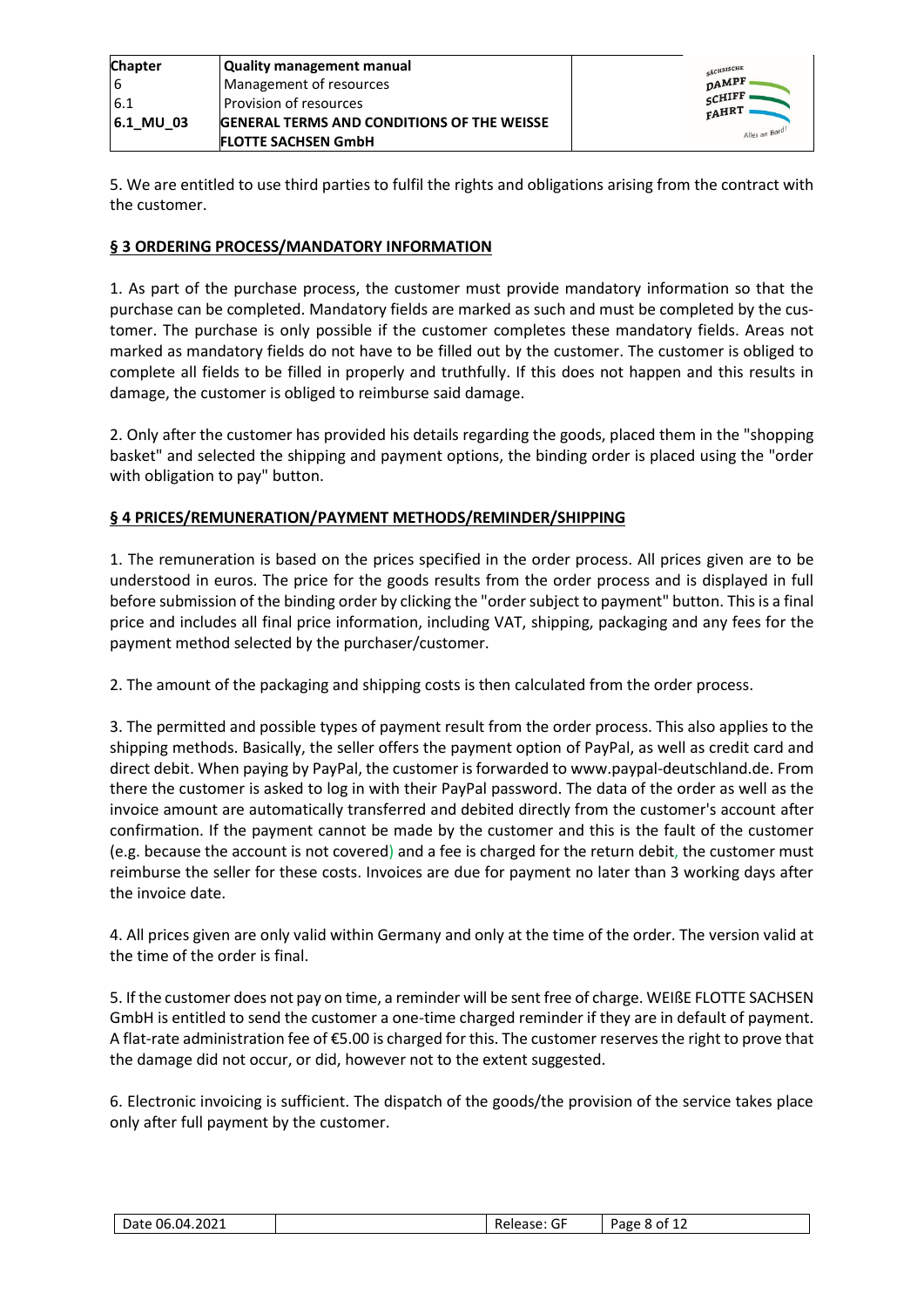5. We are entitled to use third parties to fulfil the rights and obligations arising from the contract with the customer.

## § 3 ORDERING PROCESS/MANDATORY INFORMATION

1. As part of the purchase process, the customer must provide mandatory information so that the purchase can be completed. Mandatory fields are marked as such and must be completed by the customer. The purchase is only possible if the customer completes these mandatory fields. Areas not marked as mandatory fields do not have to be filled out by the customer. The customer is obliged to complete all fields to be filled in properly and truthfully. If this does not happen and this results in damage, the customer is obliged to reimburse said damage.

2. Only after the customer has provided his details regarding the goods, placed them in the "shopping basket" and selected the shipping and payment options, the binding order is placed using the "order with obligation to pay" button.

## § 4 PRICES/REMUNERATION/PAYMENT METHODS/REMINDER/SHIPPING

1. The remuneration is based on the prices specified in the order process. All prices given are to be understood in euros. The price for the goods results from the order process and is displayed in full before submission of the binding order by clicking the "order subject to payment" button. This is a final price and includes all final price information, including VAT, shipping, packaging and any fees for the payment method selected by the purchaser/customer.

2. The amount of the packaging and shipping costs is then calculated from the order process.

3. The permitted and possible types of payment result from the order process. This also applies to the shipping methods. Basically, the seller offers the payment option of PayPal, as well as credit card and direct debit. When paying by PayPal, the customer is forwarded to www.paypal-deutschland.de. From there the customer is asked to log in with their PayPal password. The data of the order as well as the invoice amount are automatically transferred and debited directly from the customer's account after confirmation. If the payment cannot be made by the customer and this is the fault of the customer (e.g. because the account is not covered) and a fee is charged for the return debit, the customer must reimburse the seller for these costs. Invoices are due for payment no later than 3 working days after the invoice date.

4. All prices given are only valid within Germany and only at the time of the order. The version valid at the time of the order is final.

5. If the customer does not pay on time, a reminder will be sent free of charge. WEIßE FLOTTE SACHSEN GmbH is entitled to send the customer a one-time charged reminder if they are in default of payment. A flat-rate administration fee of €5.00 is charged for this. The customer reserves the right to prove that the damage did not occur, or did, however not to the extent suggested.

6. Electronic invoicing is sufficient. The dispatch of the goods/the provision of the service takes place only after full payment by the customer.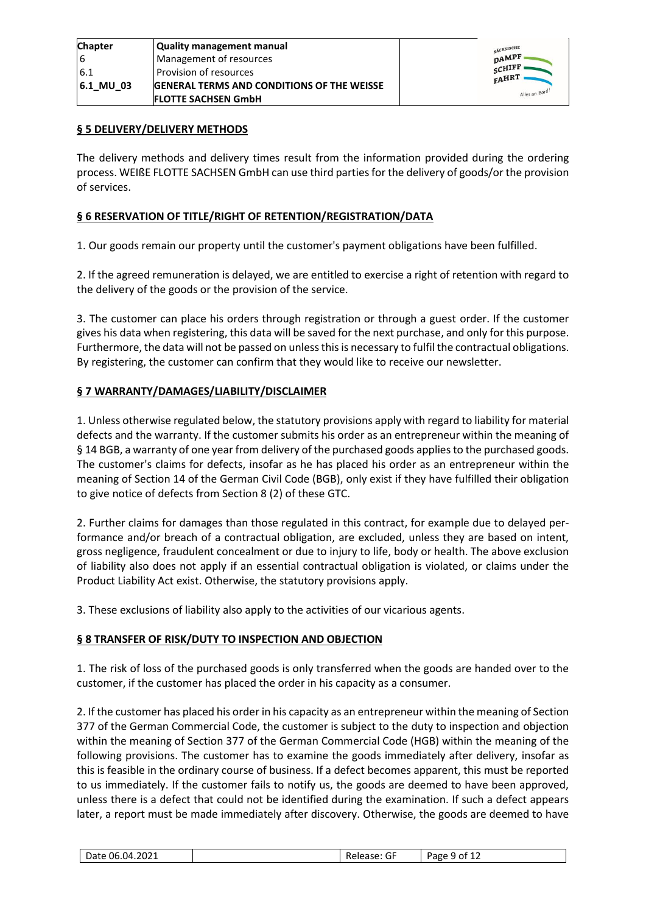## § 5 DELIVERY/DELIVERY METHODS

The delivery methods and delivery times result from the information provided during the ordering process. WEIßE FLOTTE SACHSEN GmbH can use third parties for the delivery of goods/or the provision of services.

## § 6 RESERVATION OF TITLE/RIGHT OF RETENTION/REGISTRATION/DATA

1. Our goods remain our property until the customer's payment obligations have been fulfilled.

2. If the agreed remuneration is delayed, we are entitled to exercise a right of retention with regard to the delivery of the goods or the provision of the service.

3. The customer can place his orders through registration or through a guest order. If the customer gives his data when registering, this data will be saved for the next purchase, and only for this purpose. Furthermore, the data will not be passed on unless this is necessary to fulfil the contractual obligations. By registering, the customer can confirm that they would like to receive our newsletter.

## § 7 WARRANTY/DAMAGES/LIABILITY/DISCLAIMER

1. Unless otherwise regulated below, the statutory provisions apply with regard to liability for material defects and the warranty. If the customer submits his order as an entrepreneur within the meaning of § 14 BGB, a warranty of one year from delivery of the purchased goods applies to the purchased goods. The customer's claims for defects, insofar as he has placed his order as an entrepreneur within the meaning of Section 14 of the German Civil Code (BGB), only exist if they have fulfilled their obligation to give notice of defects from Section 8 (2) of these GTC.

2. Further claims for damages than those regulated in this contract, for example due to delayed performance and/or breach of a contractual obligation, are excluded, unless they are based on intent, gross negligence, fraudulent concealment or due to injury to life, body or health. The above exclusion of liability also does not apply if an essential contractual obligation is violated, or claims under the Product Liability Act exist. Otherwise, the statutory provisions apply.

3. These exclusions of liability also apply to the activities of our vicarious agents.

## § 8 TRANSFER OF RISK/DUTY TO INSPECTION AND OBJECTION

1. The risk of loss of the purchased goods is only transferred when the goods are handed over to the customer, if the customer has placed the order in his capacity as a consumer.

2. If the customer has placed his order in his capacity as an entrepreneur within the meaning of Section 377 of the German Commercial Code, the customer is subject to the duty to inspection and objection within the meaning of Section 377 of the German Commercial Code (HGB) within the meaning of the following provisions. The customer has to examine the goods immediately after delivery, insofar as this is feasible in the ordinary course of business. If a defect becomes apparent, this must be reported to us immediately. If the customer fails to notify us, the goods are deemed to have been approved, unless there is a defect that could not be identified during the examination. If such a defect appears later, a report must be made immediately after discovery. Otherwise, the goods are deemed to have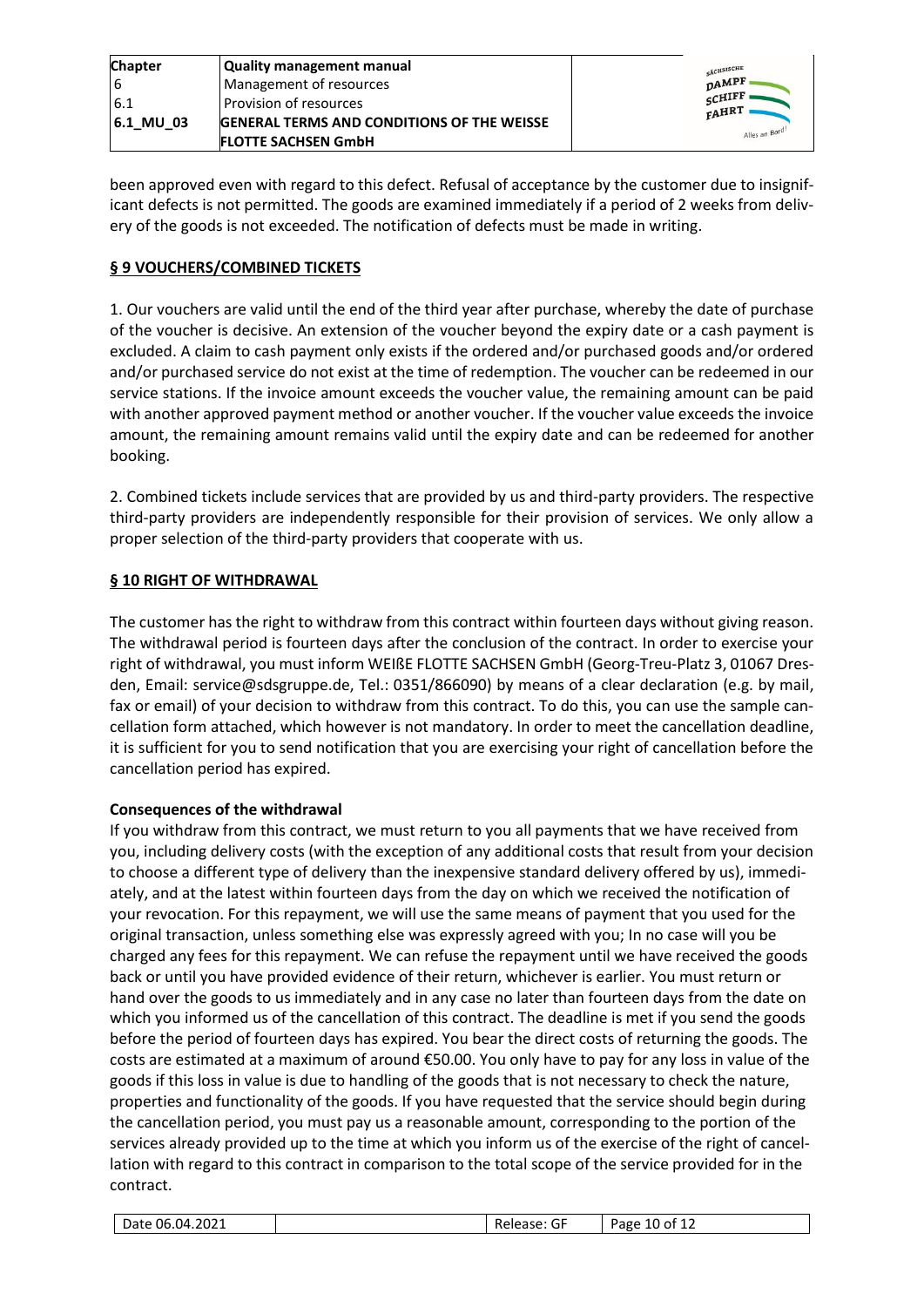been approved even with regard to this defect. Refusal of acceptance by the customer due to insignificant defects is not permitted. The goods are examined immediately if a period of 2 weeks from delivery of the goods is not exceeded. The notification of defects must be made in writing.

## § 9 VOUCHERS/COMBINED TICKETS

1. Our vouchers are valid until the end of the third year after purchase, whereby the date of purchase of the voucher is decisive. An extension of the voucher beyond the expiry date or a cash payment is excluded. A claim to cash payment only exists if the ordered and/or purchased goods and/or ordered and/or purchased service do not exist at the time of redemption. The voucher can be redeemed in our service stations. If the invoice amount exceeds the voucher value, the remaining amount can be paid with another approved payment method or another voucher. If the voucher value exceeds the invoice amount, the remaining amount remains valid until the expiry date and can be redeemed for another booking.

2. Combined tickets include services that are provided by us and third-party providers. The respective third-party providers are independently responsible for their provision of services. We only allow a proper selection of the third-party providers that cooperate with us.

## § 10 RIGHT OF WITHDRAWAL

The customer has the right to withdraw from this contract within fourteen days without giving reason. The withdrawal period is fourteen days after the conclusion of the contract. In order to exercise your right of withdrawal, you must inform WEIßE FLOTTE SACHSEN GmbH (Georg-Treu-Platz 3, 01067 Dresden, Email: service@sdsgruppe.de, Tel.: 0351/866090) by means of a clear declaration (e.g. by mail, fax or email) of your decision to withdraw from this contract. To do this, you can use the sample cancellation form attached, which however is not mandatory. In order to meet the cancellation deadline, it is sufficient for you to send notification that you are exercising your right of cancellation before the cancellation period has expired.

**Consequences of the withdrawal**

If you withdraw from this contract, we must return to you all payments that we have received from you, including delivery costs (with the exception of any additional costs that result from your decision to choose a different type of delivery than the inexpensive standard delivery offered by us), immediately, and at the latest within fourteen days from the day on which we received the notification of your revocation. For this repayment, we will use the same means of payment that you used for the original transaction, unless something else was expressly agreed with you; In no case will you be charged any fees for this repayment. We can refuse the repayment until we have received the goods back or until you have provided evidence of their return, whichever is earlier. You must return or hand over the goods to us immediately and in any case no later than fourteen days from the date on which you informed us of the cancellation of this contract. The deadline is met if you send the goods before the period of fourteen days has expired. You bear the direct costs of returning the goods. The costs are estimated at a maximum of around €50.00. You only have to pay for any loss in value of the goods if this loss in value is due to handling of the goods that is not necessary to check the nature, properties and functionality of the goods. If you have requested that the service should begin during the cancellation period, you must pay us a reasonable amount, corresponding to the portion of the services already provided up to the time at which you inform us of the exercise of the right of cancellation with regard to this contract in comparison to the total scope of the service provided for in the contract.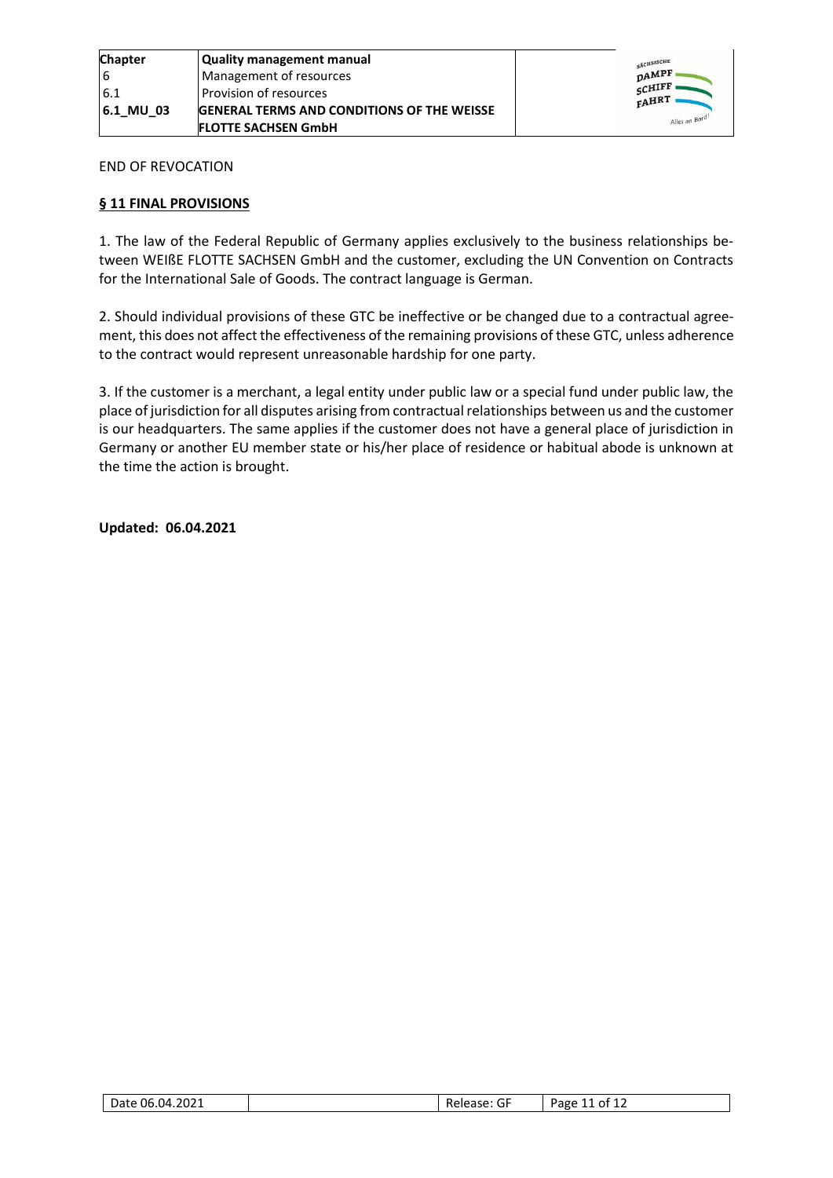END OF REVOCATION

## § 11 FINAL PROVISIONS

1. The law of the Federal Republic of Germany applies exclusively to the business relationships between WEIßE FLOTTE SACHSEN GmbH and the customer, excluding the UN Convention on Contracts for the International Sale of Goods. The contract language is German.

2. Should individual provisions of these GTC be ineffective or be changed due to a contractual agreement, this does not affect the effectiveness of the remaining provisions of these GTC, unless adherence to the contract would represent unreasonable hardship for one party.

3. If the customer is a merchant, a legal entity under public law or a special fund under public law, the place of jurisdiction for all disputes arising from contractual relationships between us and the customer is our headquarters. The same applies if the customer does not have a general place of jurisdiction in Germany or another EU member state or his/her place of residence or habitual abode is unknown at the time the action is brought.

**Updated: 06.04.2021**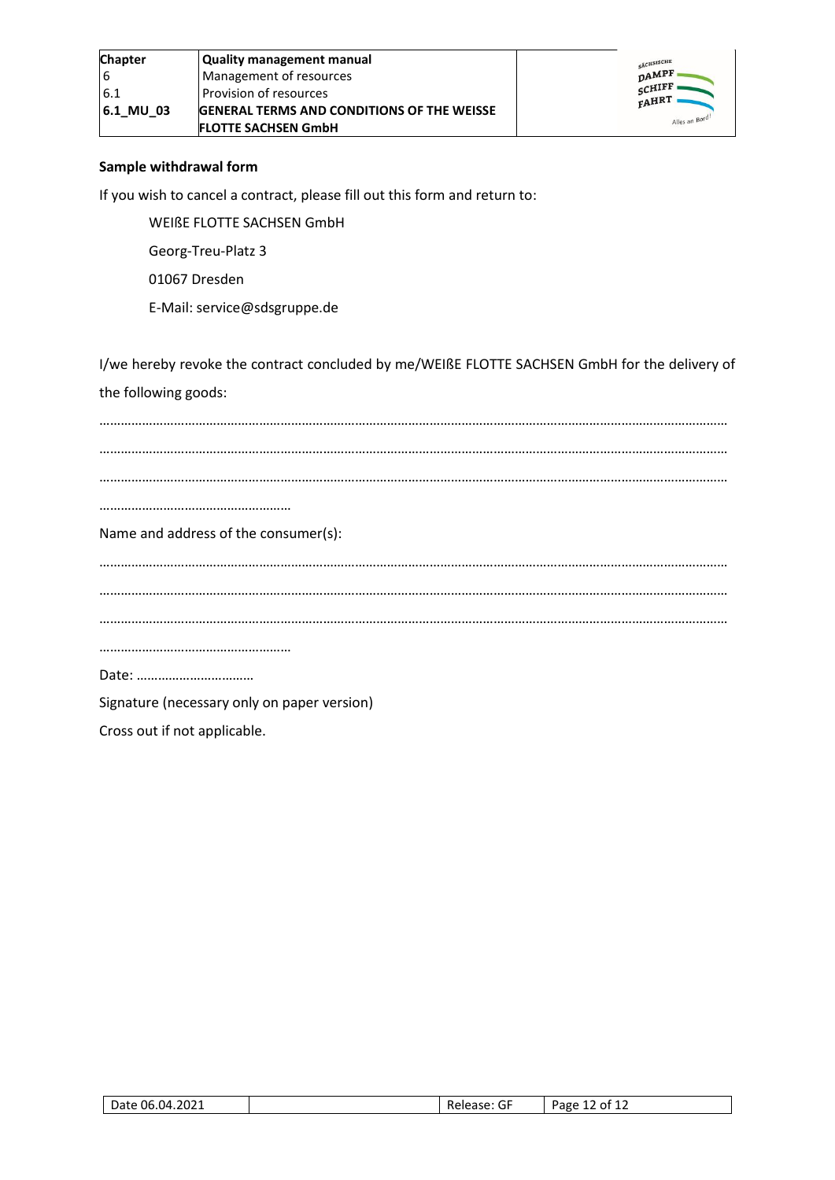## Sample withdrawal form

If you wish to cancel a contract, please fill out this form and return to:

WEIßE FLOTTE SACHSEN GmbH

Georg-Treu-Platz 3

01067 Dresden

E-Mail: service@sdsgruppe.de

I/we hereby revoke the contract concluded by me/WEIßE FLOTTE SACHSEN GmbH for the delivery of the following goods:

………………………………………………………………………………………………………………………………………………………

………………………………………………………………………………………………………………………………………………………

………………………………………………………………………………………………………………………………………………………

………………………………………………

Name and address of the consumer(s):

………………………………………………………………………………………………………………………………………………………

………………………………………………………………………………………………………………………………………………………

………………………………………………………………………………………………………………………………………………………

………………………………………………

Date: ……………………………

Signature (necessary only on paper version)

Cross out if not applicable.